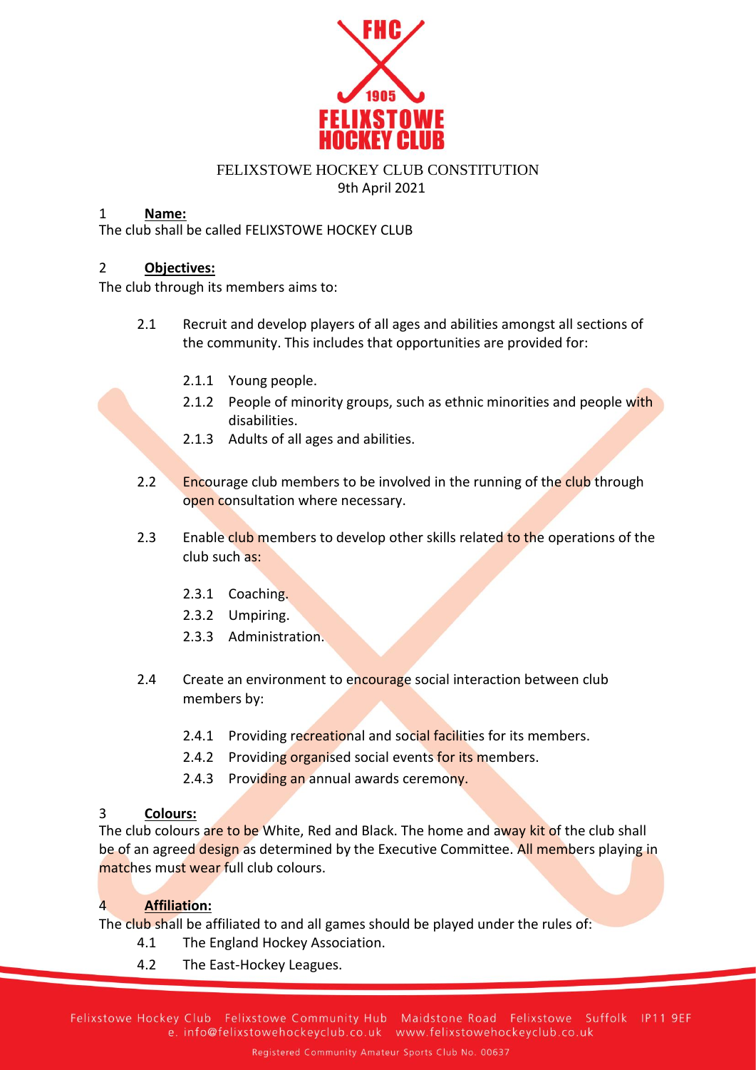# FELIXSTOWE HOCKEY CLUB CONSTITUTION

9th April 2021

## 1 **Name:**

The club shall be called FELIXSTOWE HOCKEY CLUB

## 2 **Objectives:**

The club through its members aims to:

2.1 Recruit and develop players of all ages and abilities amongst all sections of the community. This includes that opportunities are provided for:

- 2.1.1 Young people.
- 2.1.2 People of minority groups, such as ethnic minorities and people with disabilities.
- 2.1.3 Adults of all ages and abilities.

2.2 Encourage club members to be involved in the running of the club through open consultation where necessary.

2.3 Enable club members to develop other skills related to the operations of the club such as:

- 2.3.1 Coaching.
- 2.3.2 Umpiring.
- 2.3.3 Administration.

2.4 Create an environment to encourage social interaction between club members by:

- 2.4.1 Providing recreational and social facilities for its members.
- 2.4.2 Providing organised social events for its members.
- 2.4.3 Providing an annual awards ceremony.

## 3 **Colours:**

The club colours are to be White, Red and Black. The home and away kit of the club shall be of an agreed design as determined by the Executive Committee. All members playing in matches must wear full club colours.

## 4 **Affiliation:**

The club shall be affiliated to and all games should be played under the rules of:

- 4.1 The England Hockey Association.
- 4.2 The East-Hockey Leagues.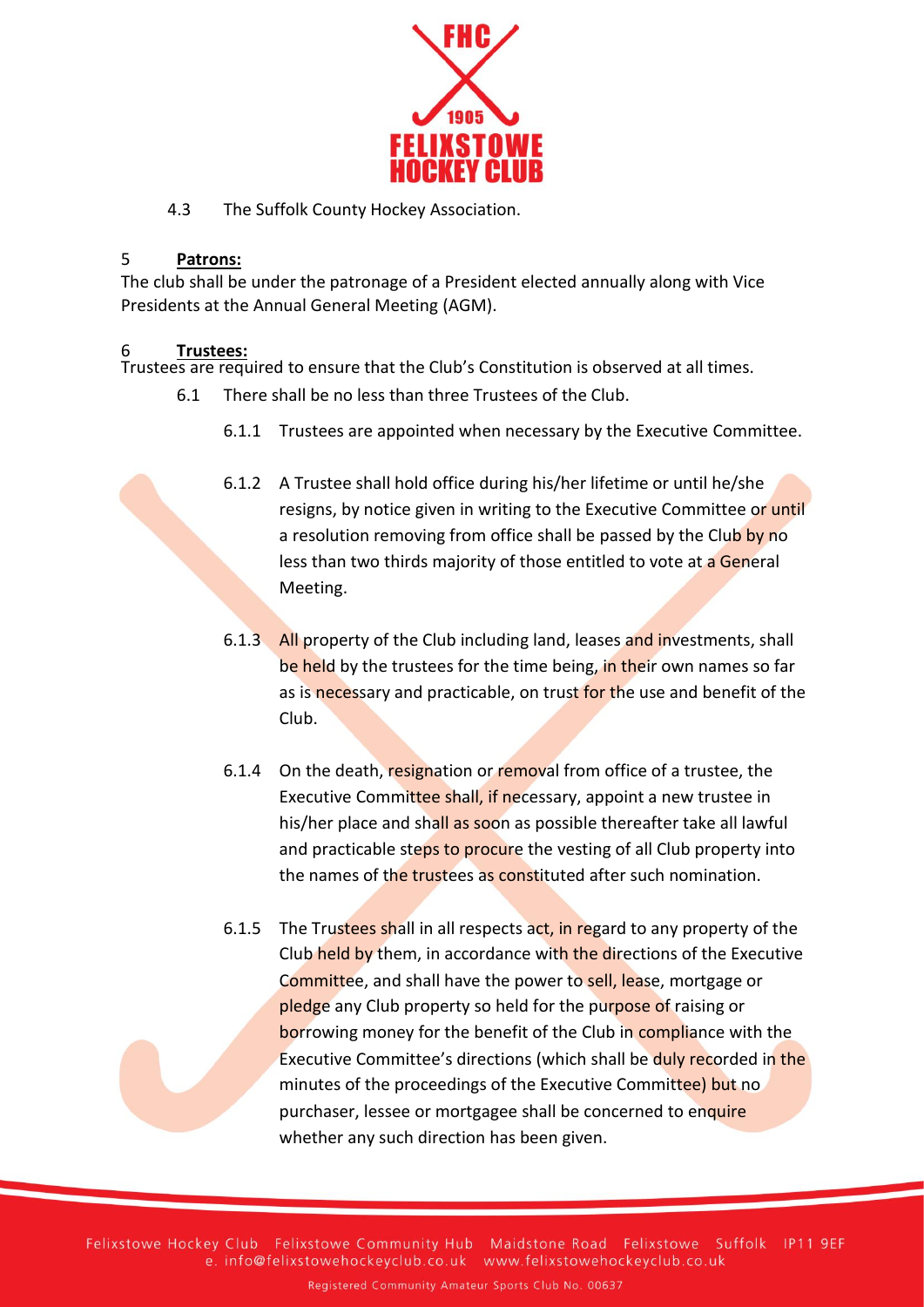4.3 The Suffolk County Hockey Association.

## 5 **Patrons:**

The club shall be under the patronage of a President elected annually along with Vice Presidents at the Annual General Meeting (AGM).

## 6 **Trustees:**

Trustees are required to ensure that the Club's Constitution is observed at all times.

6.1 There shall be no less than three Trustees of the Club.

6.1.1 Trustees are appointed when necessary by the Executive Committee.

6.1.2 A Trustee shall hold office during his/her lifetime or until he/she resigns, by notice given in writing to the Executive Committee or until a resolution removing from office shall be passed by the Club by no less than two thirds majority of those entitled to vote at a General Meeting.

6.1.3 All property of the Club including land, leases and investments, shall be held by the trustees for the time being, in their own names so far as is necessary and practicable, on trust for the use and benefit of the Club.

6.1.4 On the death, resignation or removal from office of a trustee, the Executive Committee shall, if necessary, appoint a new trustee in his/her place and shall as soon as possible thereafter take all lawful and practicable steps to procure the vesting of all Club property into the names of the trustees as constituted after such nomination.

6.1.5 The Trustees shall in all respects act, in regard to any property of the Club held by them, in accordance with the directions of the Executive Committee, and shall have the power to sell, lease, mortgage or pledge any Club property so held for the purpose of raising or borrowing money for the benefit of the Club in compliance with the Executive Committee's directions (which shall be duly recorded in the minutes of the proceedings of the Executive Committee) but no purchaser, lessee or mortgagee shall be concerned to enquire whether any such direction has been given.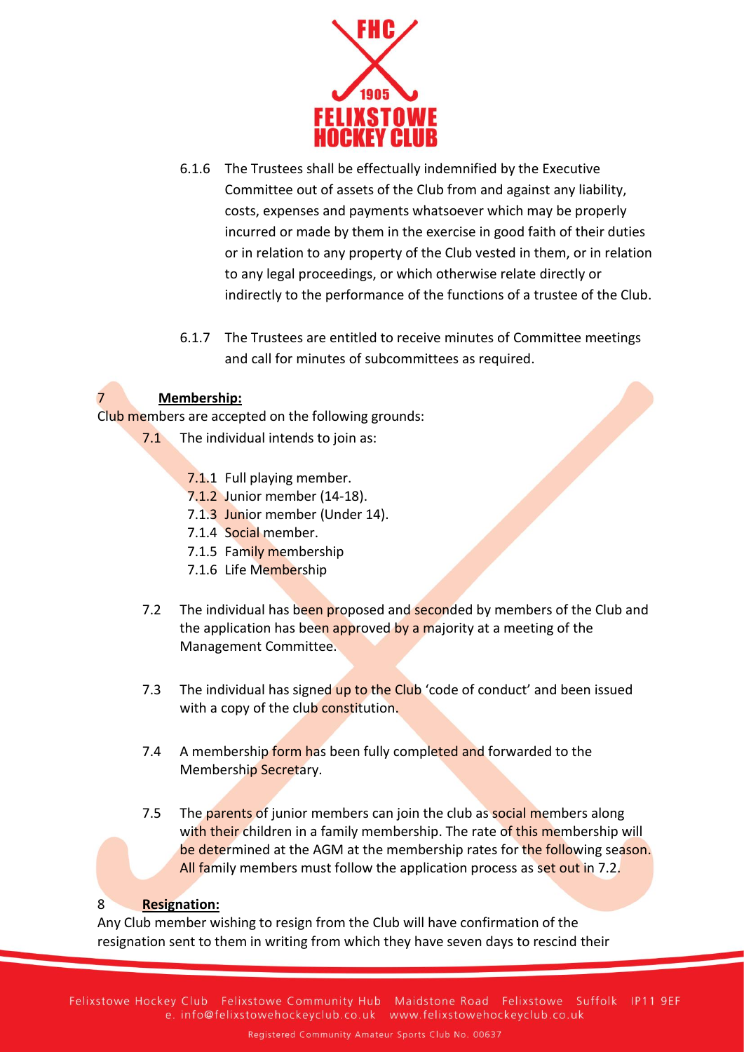6.1.6 The Trustees shall be effectually indemnified by the Executive Committee out of assets of the Club from and against any liability, costs, expenses and payments whatsoever which may be properly incurred or made by them in the exercise in good faith of their duties or in relation to any property of the Club vested in them, or in relation to any legal proceedings, or which otherwise relate directly or indirectly to the performance of the functions of a trustee of the Club.

6.1.7 The Trustees are entitled to receive minutes of Committee meetings and call for minutes of subcommittees as required.

## 7 **Membership:**

Club members are accepted on the following grounds:

7.1 The individual intends to join as:

- 7.1.1 Full playing member.
- 7.1.2 Junior member (14-18).
- 7.1.3 Junior member (Under 14).
- 7.1.4 Social member.
- 7.1.5 Family membership
- 7.1.6 Life Membership

7.2 The individual has been proposed and seconded by members of the Club and the application has been approved by a majority at a meeting of the Management Committee.

7.3 The individual has signed up to the Club 'code of conduct' and been issued with a copy of the club constitution.

7.4 A membership form has been fully completed and forwarded to the Membership Secretary.

7.5 The parents of junior members can join the club as social members along with their children in a family membership. The rate of this membership will be determined at the AGM at the membership rates for the following season. All family members must follow the application process as set out in 7.2.

## 8 **Resignation:**

Any Club member wishing to resign from the Club will have confirmation of the resignation sent to them in writing from which they have seven days to rescind their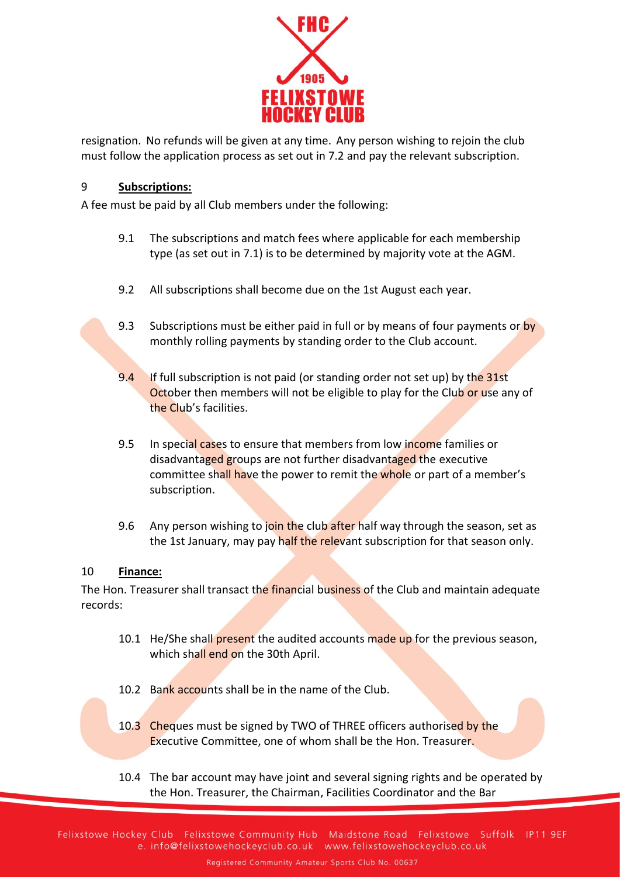resignation. No refunds will be given at any time. Any person wishing to rejoin the club must follow the application process as set out in 7.2 and pay the relevant subscription.

## 9 **Subscriptions:**

A fee must be paid by all Club members under the following:

9.1 The subscriptions and match fees where applicable for each membership type (as set out in 7.1) is to be determined by majority vote at the AGM.

9.2 All subscriptions shall become due on the 1st August each year.

9.3 Subscriptions must be either paid in full or by means of four payments or by monthly rolling payments by standing order to the Club account.

9.4 If full subscription is not paid (or standing order not set up) by the 31st October then members will not be eligible to play for the Club or use any of the Club's facilities.

9.5 In special cases to ensure that members from low income families or disadvantaged groups are not further disadvantaged the executive committee shall have the power to remit the whole or part of a member's subscription.

9.6 Any person wishing to join the club after half way through the season, set as the 1st January, may pay half the relevant subscription for that season only.

## 10 **Finance:**

The Hon. Treasurer shall transact the financial business of the Club and maintain adequate records:

10.1 He/She shall present the audited accounts made up for the previous season, which shall end on the 30th April.

10.2 Bank accounts shall be in the name of the Club.

10.3 Cheques must be signed by TWO of THREE officers authorised by the Executive Committee, one of whom shall be the Hon. Treasurer.

10.4 The bar account may have joint and several signing rights and be operated by the Hon. Treasurer, the Chairman, Facilities Coordinator and the Bar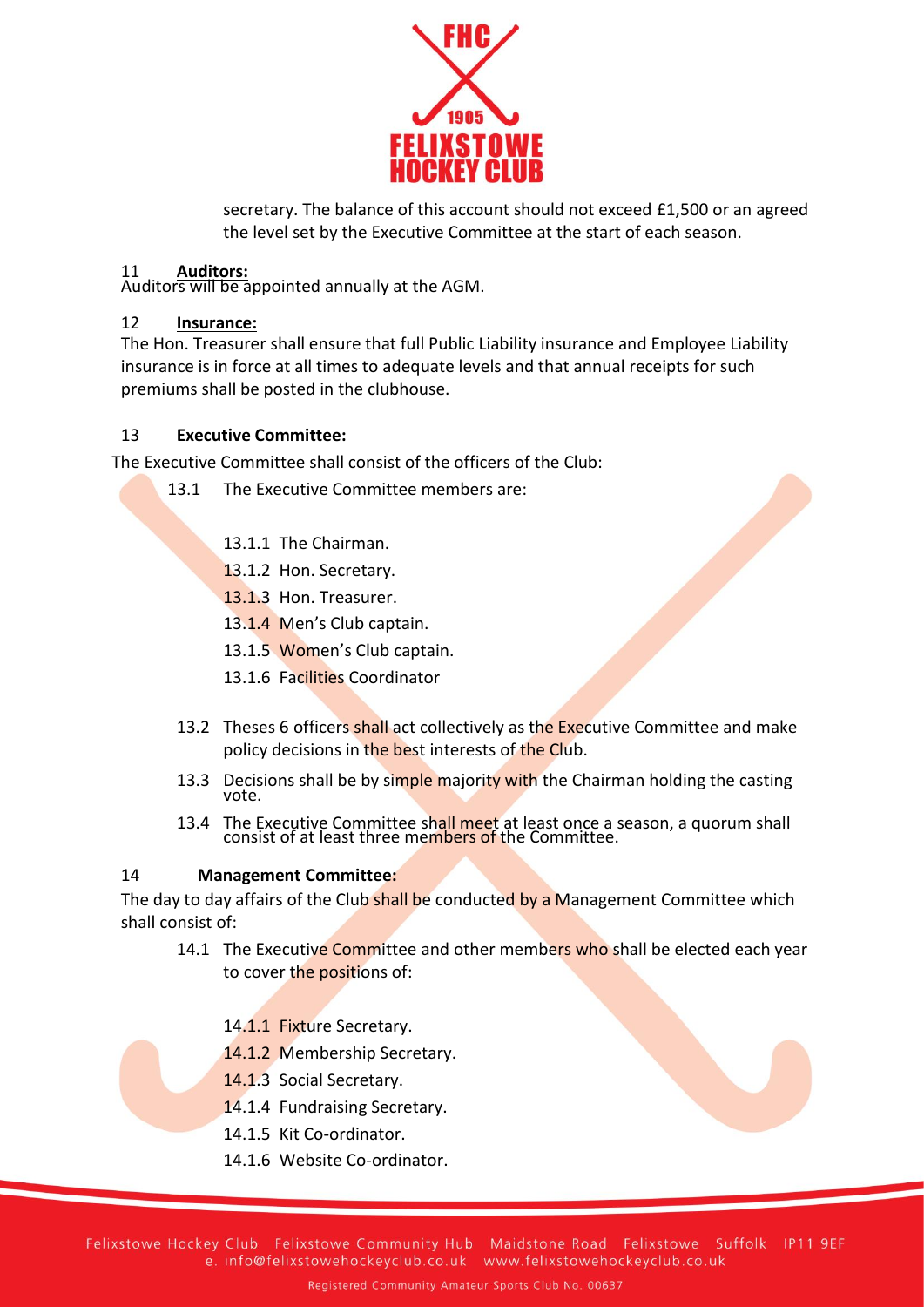secretary. The balance of this account should not exceed £1,500 or an agreed the level set by the Executive Committee at the start of each season.

## 11 Auditors:

Auditors will be appointed annually at the AGM.

## 12 Insurance:

The Hon. Treasurer shall ensure that full Public Liability insurance and Employee Liability insurance is in force at all times to adequate levels and that annual receipts for such premiums shall be posted in the clubhouse.

## 13 Executive Committee:

The Executive Committee shall consist of the officers of the Club:

13.1 The Executive Committee members are:

- 13.1.1 The Chairman.
- 13.1.2 Hon. Secretary.
- 13.1.3 Hon. Treasurer.
- 13.1.4 Men's Club captain.
- 13.1.5 Women's Club captain.
- 13.1.6 Facilities Coordinator

13.2 Theses 6 officers shall act collectively as the Executive Committee and make policy decisions in the best interests of the Club.

13.3 Decisions shall be by simple majority with the Chairman holding the casting vote.

13.4 The Executive Committee shall meet at least once a season, a quorum shall consist of at least three members of the Committee.

## 14 Management Committee:

The day to day affairs of the Club shall be conducted by a Management Committee which shall consist of:

14.1 The Executive Committee and other members who shall be elected each year to cover the positions of:

- 14.1.1 Fixture Secretary.
- 14.1.2 Membership Secretary.
- 14.1.3 Social Secretary.
- 14.1.4 Fundraising Secretary.
- 14.1.5 Kit Co-ordinator.
- 14.1.6 Website Co-ordinator.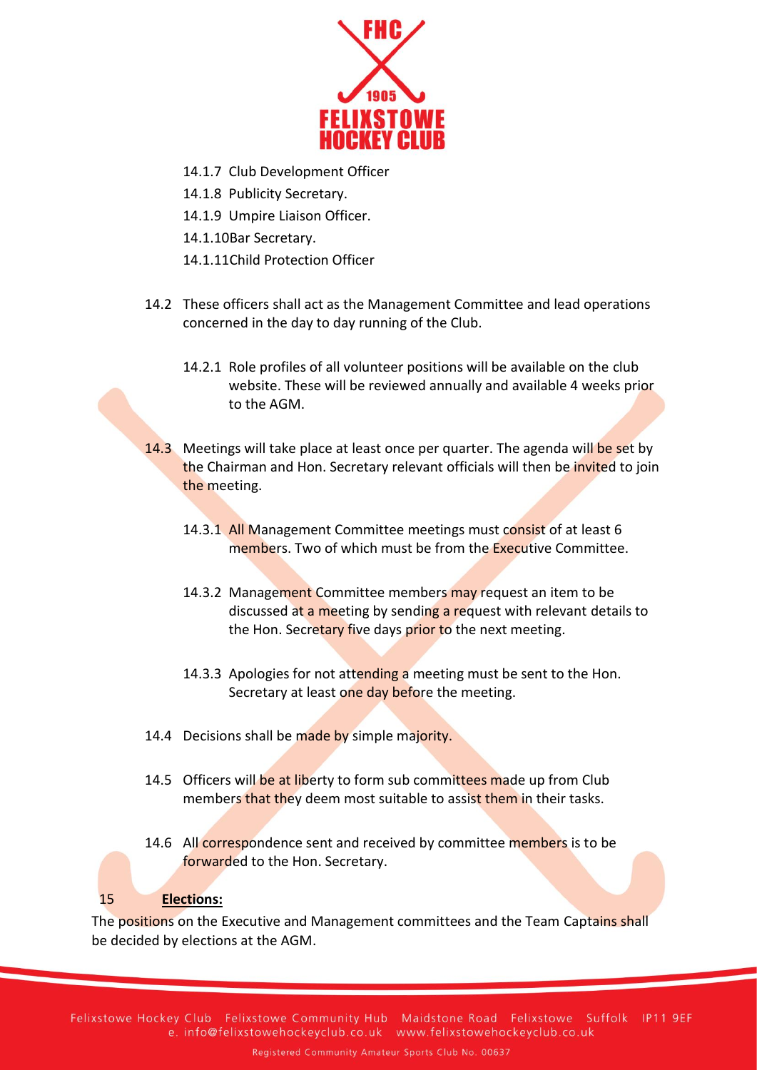14.1.7 Club Development Officer

14.1.8 Publicity Secretary.

14.1.9 Umpire Liaison Officer.

14.1.10 Bar Secretary.

14.1.11 Child Protection Officer

14.2 These officers shall act as the Management Committee and lead operations concerned in the day to day running of the Club.

14.2.1 Role profiles of all volunteer positions will be available on the club website. These will be reviewed annually and available 4 weeks prior to the AGM.

14.3 Meetings will take place at least once per quarter. The agenda will be set by the Chairman and Hon. Secretary relevant officials will then be invited to join the meeting.

14.3.1 All Management Committee meetings must consist of at least 6 members. Two of which must be from the Executive Committee.

14.3.2 Management Committee members may request an item to be discussed at a meeting by sending a request with relevant details to the Hon. Secretary five days prior to the next meeting.

14.3.3 Apologies for not attending a meeting must be sent to the Hon. Secretary at least one day before the meeting.

14.4 Decisions shall be made by simple majority.

14.5 Officers will be at liberty to form sub committees made up from Club members that they deem most suitable to assist them in their tasks.

14.6 All correspondence sent and received by committee members is to be forwarded to the Hon. Secretary.

## 15 **Elections:**

The positions on the Executive and Management committees and the Team Captains shall be decided by elections at the AGM.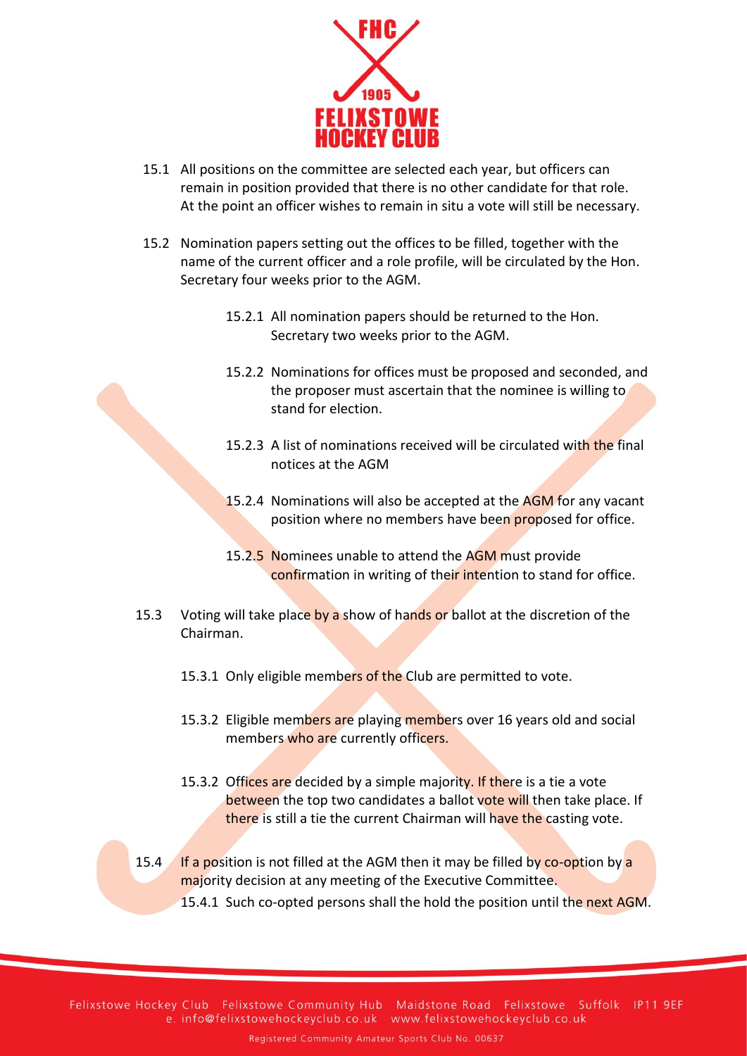15.1 All positions on the committee are selected each year, but officers can remain in position provided that there is no other candidate for that role. At the point an officer wishes to remain in situ a vote will still be necessary.

15.2 Nomination papers setting out the offices to be filled, together with the name of the current officer and a role profile, will be circulated by the Hon. Secretary four weeks prior to the AGM.

15.2.1 All nomination papers should be returned to the Hon. Secretary two weeks prior to the AGM.

15.2.2 Nominations for offices must be proposed and seconded, and the proposer must ascertain that the nominee is willing to stand for election.

15.2.3 A list of nominations received will be circulated with the final notices at the AGM

15.2.4 Nominations will also be accepted at the AGM for any vacant position where no members have been proposed for office.

15.2.5 Nominees unable to attend the AGM must provide confirmation in writing of their intention to stand for office.

15.3 Voting will take place by a show of hands or ballot at the discretion of the Chairman.

15.3.1 Only eligible members of the Club are permitted to vote.

15.3.2 Eligible members are playing members over 16 years old and social members who are currently officers.

15.3.2 Offices are decided by a simple majority. If there is a tie a vote between the top two candidates a ballot vote will then take place. If there is still a tie the current Chairman will have the casting vote.

15.4 If a position is not filled at the AGM then it may be filled by co-option by a majority decision at any meeting of the Executive Committee.

15.4.1 Such co-opted persons shall the hold the position until the next AGM.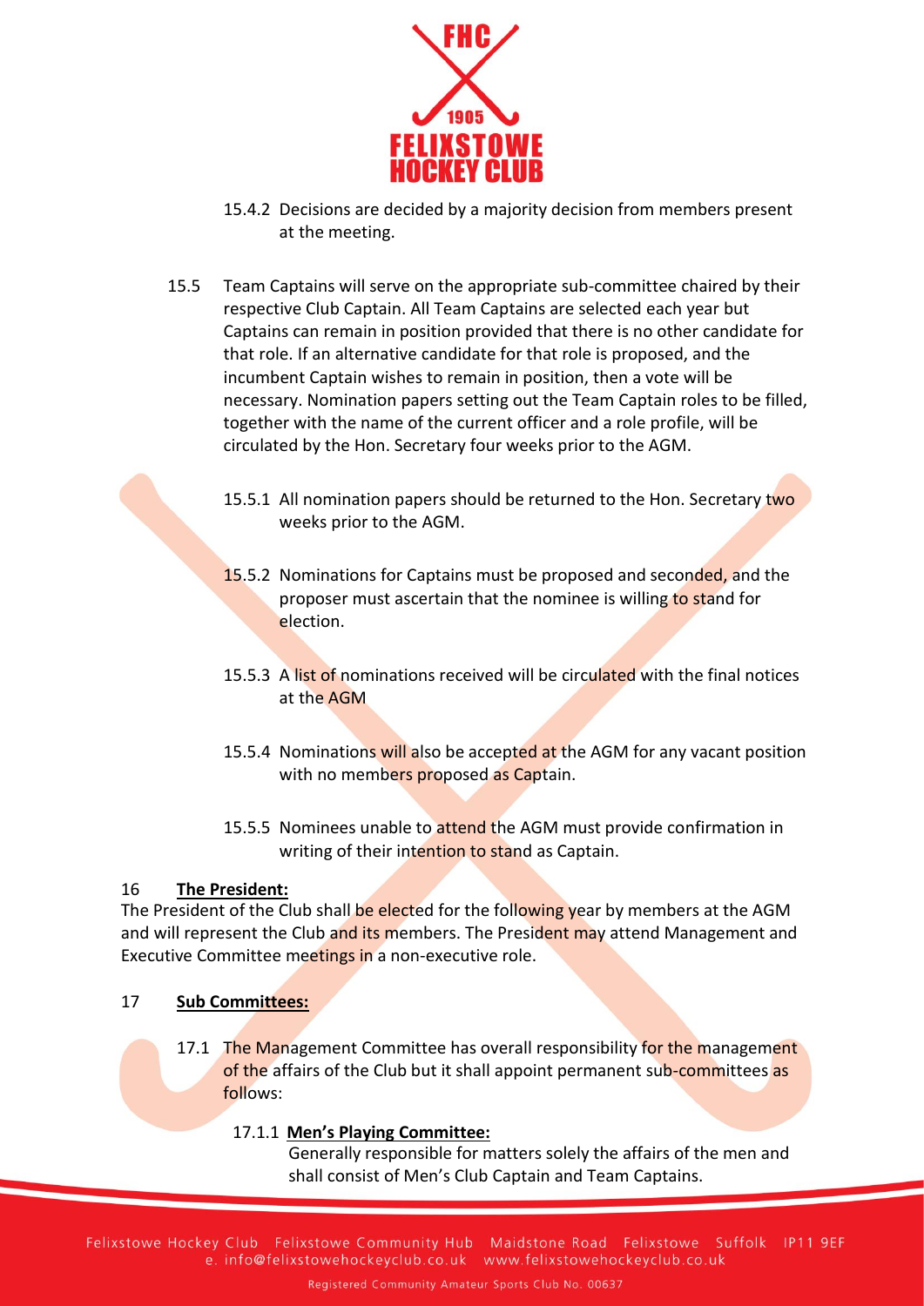15.4.2 Decisions are decided by a majority decision from members present at the meeting.

15.5 Team Captains will serve on the appropriate sub-committee chaired by their respective Club Captain. All Team Captains are selected each year but Captains can remain in position provided that there is no other candidate for that role. If an alternative candidate for that role is proposed, and the incumbent Captain wishes to remain in position, then a vote will be necessary. Nomination papers setting out the Team Captain roles to be filled, together with the name of the current officer and a role profile, will be circulated by the Hon. Secretary four weeks prior to the AGM.

15.5.1 All nomination papers should be returned to the Hon. Secretary two weeks prior to the AGM.

15.5.2 Nominations for Captains must be proposed and seconded, and the proposer must ascertain that the nominee is willing to stand for election.

15.5.3 A list of nominations received will be circulated with the final notices at the AGM

15.5.4 Nominations will also be accepted at the AGM for any vacant position with no members proposed as Captain.

15.5.5 Nominees unable to attend the AGM must provide confirmation in writing of their intention to stand as Captain.

16 **The President:**

The President of the Club shall be elected for the following year by members at the AGM and will represent the Club and its members. The President may attend Management and Executive Committee meetings in a non-executive role.

17 **Sub Committees:**

17.1 The Management Committee has overall responsibility for the management of the affairs of the Club but it shall appoint permanent sub-committees as follows:

17.1.1 **Men's Playing Committee:**
Generally responsible for matters solely the affairs of the men and shall consist of Men's Club Captain and Team Captains.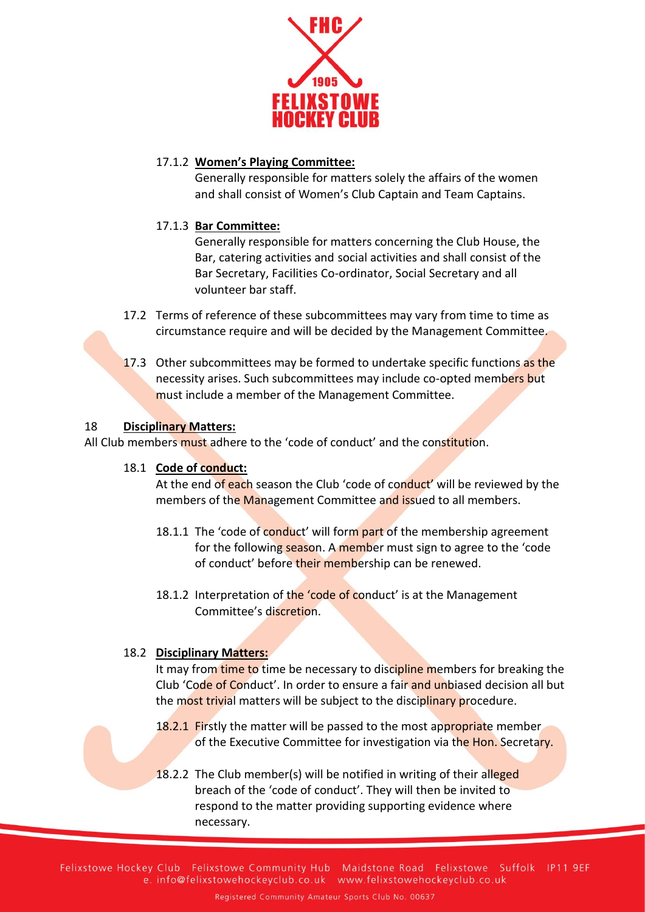17.1.2 **Women's Playing Committee:**

Generally responsible for matters solely the affairs of the women and shall consist of Women's Club Captain and Team Captains.

17.1.3 **Bar Committee:**

Generally responsible for matters concerning the Club House, the Bar, catering activities and social activities and shall consist of the Bar Secretary, Facilities Co-ordinator, Social Secretary and all volunteer bar staff.

17.2 Terms of reference of these subcommittees may vary from time to time as circumstance require and will be decided by the Management Committee.

17.3 Other subcommittees may be formed to undertake specific functions as the necessity arises. Such subcommittees may include co-opted members but must include a member of the Management Committee.

## 18 Disciplinary Matters:

All Club members must adhere to the 'code of conduct' and the constitution.

### 18.1 Code of conduct:

At the end of each season the Club 'code of conduct' will be reviewed by the members of the Management Committee and issued to all members.

18.1.1 The 'code of conduct' will form part of the membership agreement for the following season. A member must sign to agree to the 'code of conduct' before their membership can be renewed.

18.1.2 Interpretation of the 'code of conduct' is at the Management Committee's discretion.

### 18.2 Disciplinary Matters:

It may from time to time be necessary to discipline members for breaking the Club 'Code of Conduct'. In order to ensure a fair and unbiased decision all but the most trivial matters will be subject to the disciplinary procedure.

18.2.1 Firstly the matter will be passed to the most appropriate member of the Executive Committee for investigation via the Hon. Secretary.

18.2.2 The Club member(s) will be notified in writing of their alleged breach of the 'code of conduct'. They will then be invited to respond to the matter providing supporting evidence where necessary.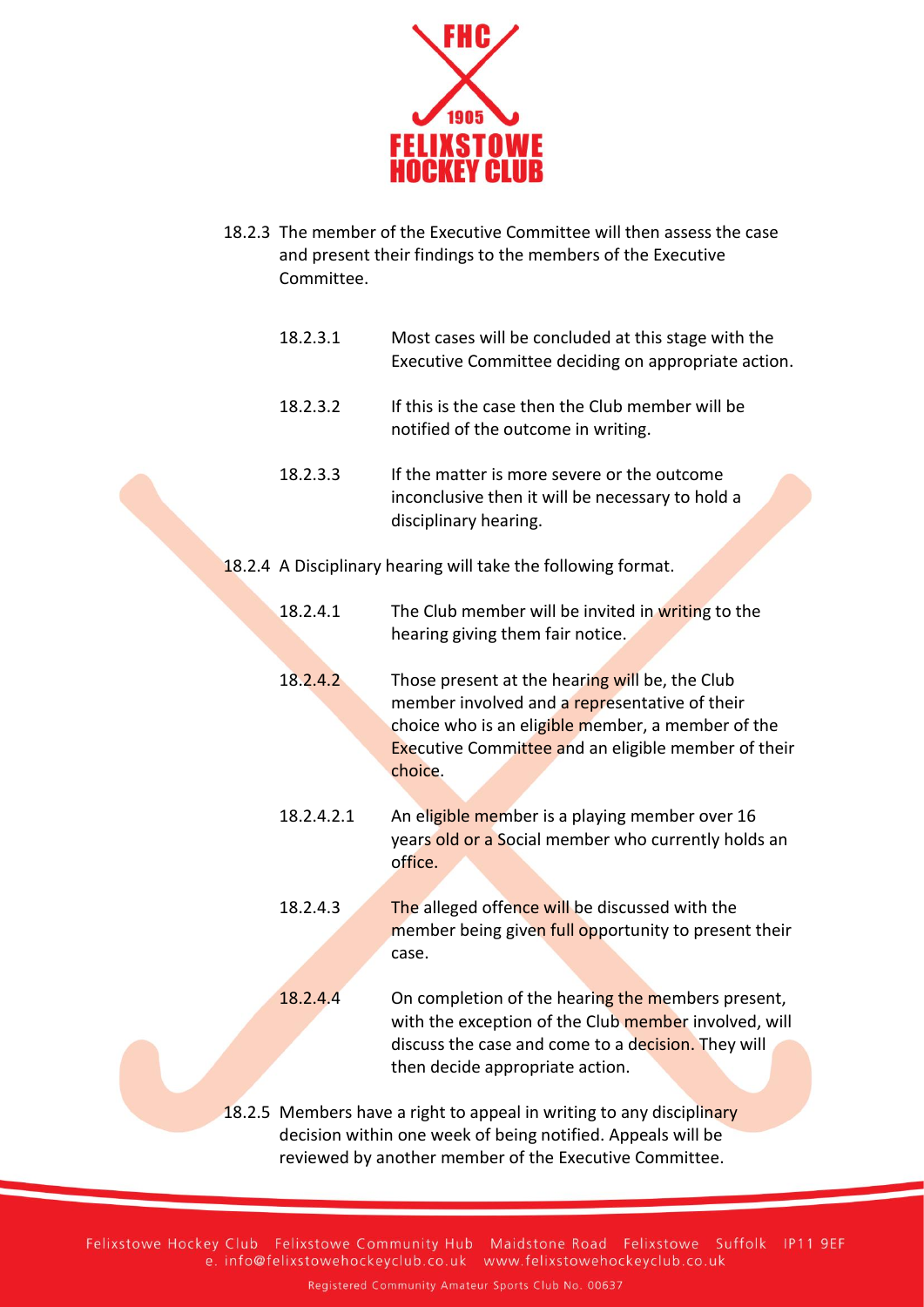18.2.3 The member of the Executive Committee will then assess the case and present their findings to the members of the Executive Committee.

18.2.3.1 Most cases will be concluded at this stage with the Executive Committee deciding on appropriate action.

18.2.3.2 If this is the case then the Club member will be notified of the outcome in writing.

18.2.3.3 If the matter is more severe or the outcome inconclusive then it will be necessary to hold a disciplinary hearing.

18.2.4 A Disciplinary hearing will take the following format.

18.2.4.1 The Club member will be invited in writing to the hearing giving them fair notice.

18.2.4.2 Those present at the hearing will be, the Club member involved and a representative of their choice who is an eligible member, a member of the Executive Committee and an eligible member of their choice.

18.2.4.2.1 An eligible member is a playing member over 16 years old or a Social member who currently holds an office.

18.2.4.3 The alleged offence will be discussed with the member being given full opportunity to present their case.

18.2.4.4 On completion of the hearing the members present, with the exception of the Club member involved, will discuss the case and come to a decision. They will then decide appropriate action.

18.2.5 Members have a right to appeal in writing to any disciplinary decision within one week of being notified. Appeals will be reviewed by another member of the Executive Committee.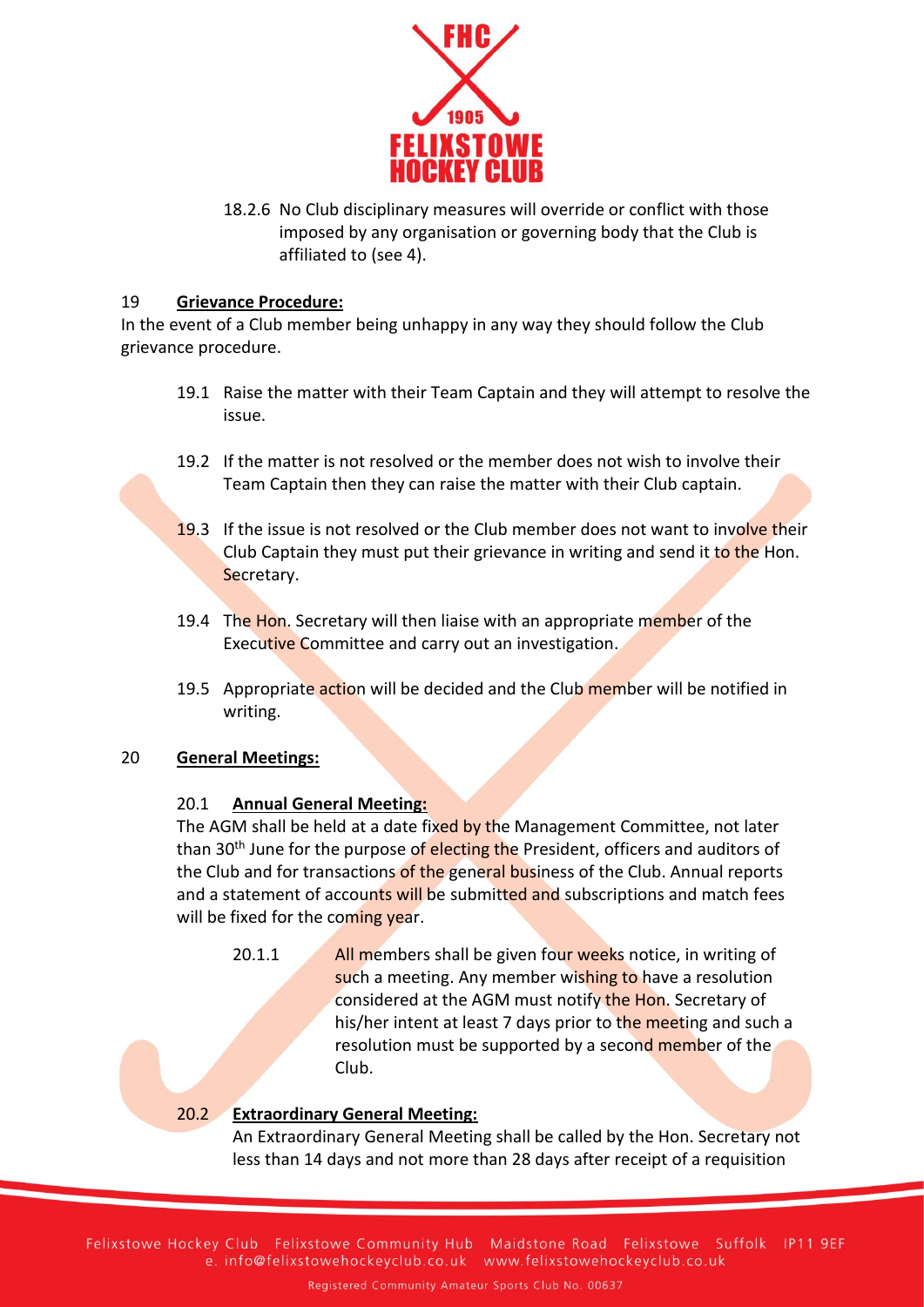18.2.6 No Club disciplinary measures will override or conflict with those imposed by any organisation or governing body that the Club is affiliated to (see 4).

## 19 **Grievance Procedure:**

In the event of a Club member being unhappy in any way they should follow the Club grievance procedure.

19.1 Raise the matter with their Team Captain and they will attempt to resolve the issue.

19.2 If the matter is not resolved or the member does not wish to involve their Team Captain then they can raise the matter with their Club captain.

19.3 If the issue is not resolved or the Club member does not want to involve their Club Captain they must put their grievance in writing and send it to the Hon. Secretary.

19.4 The Hon. Secretary will then liaise with an appropriate member of the Executive Committee and carry out an investigation.

19.5 Appropriate action will be decided and the Club member will be notified in writing.

## 20 **General Meetings:**

### 20.1 **Annual General Meeting:**

The AGM shall be held at a date fixed by the Management Committee, not later than 30th June for the purpose of electing the President, officers and auditors of the Club and for transactions of the general business of the Club. Annual reports and a statement of accounts will be submitted and subscriptions and match fees will be fixed for the coming year.

20.1.1 All members shall be given four weeks notice, in writing of such a meeting. Any member wishing to have a resolution considered at the AGM must notify the Hon. Secretary of his/her intent at least 7 days prior to the meeting and such a resolution must be supported by a second member of the Club.

### 20.2 **Extraordinary General Meeting:**

An Extraordinary General Meeting shall be called by the Hon. Secretary not less than 14 days and not more than 28 days after receipt of a requisition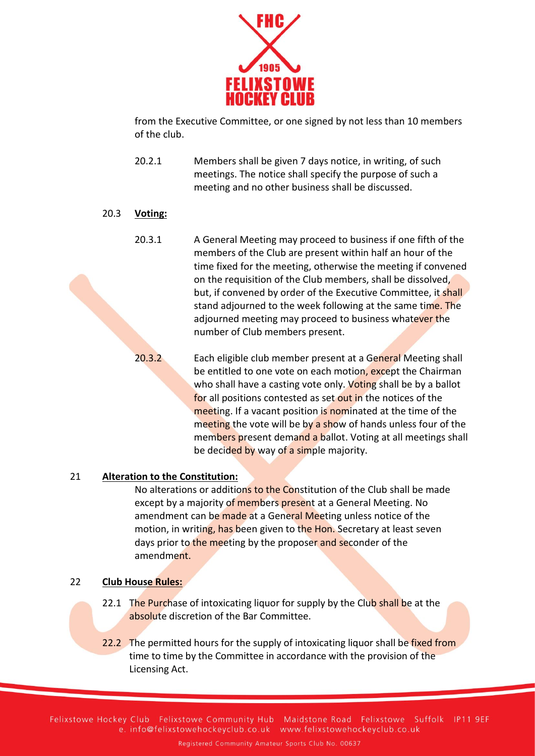from the Executive Committee, or one signed by not less than 10 members of the club.

20.2.1 Members shall be given 7 days notice, in writing, of such meetings. The notice shall specify the purpose of such a meeting and no other business shall be discussed.

20.3 **Voting:**

20.3.1 A General Meeting may proceed to business if one fifth of the members of the Club are present within half an hour of the time fixed for the meeting, otherwise the meeting if convened on the requisition of the Club members, shall be dissolved, but, if convened by order of the Executive Committee, it shall stand adjourned to the week following at the same time. The adjourned meeting may proceed to business whatever the number of Club members present.

20.3.2 Each eligible club member present at a General Meeting shall be entitled to one vote on each motion, except the Chairman who shall have a casting vote only. Voting shall be by a ballot for all positions contested as set out in the notices of the meeting. If a vacant position is nominated at the time of the meeting the vote will be by a show of hands unless four of the members present demand a ballot. Voting at all meetings shall be decided by way of a simple majority.

21 **Alteration to the Constitution:**

No alterations or additions to the Constitution of the Club shall be made except by a majority of members present at a General Meeting. No amendment can be made at a General Meeting unless notice of the motion, in writing, has been given to the Hon. Secretary at least seven days prior to the meeting by the proposer and seconder of the amendment.

22 **Club House Rules:**

22.1 The Purchase of intoxicating liquor for supply by the Club shall be at the absolute discretion of the Bar Committee.

22.2 The permitted hours for the supply of intoxicating liquor shall be fixed from time to time by the Committee in accordance with the provision of the Licensing Act.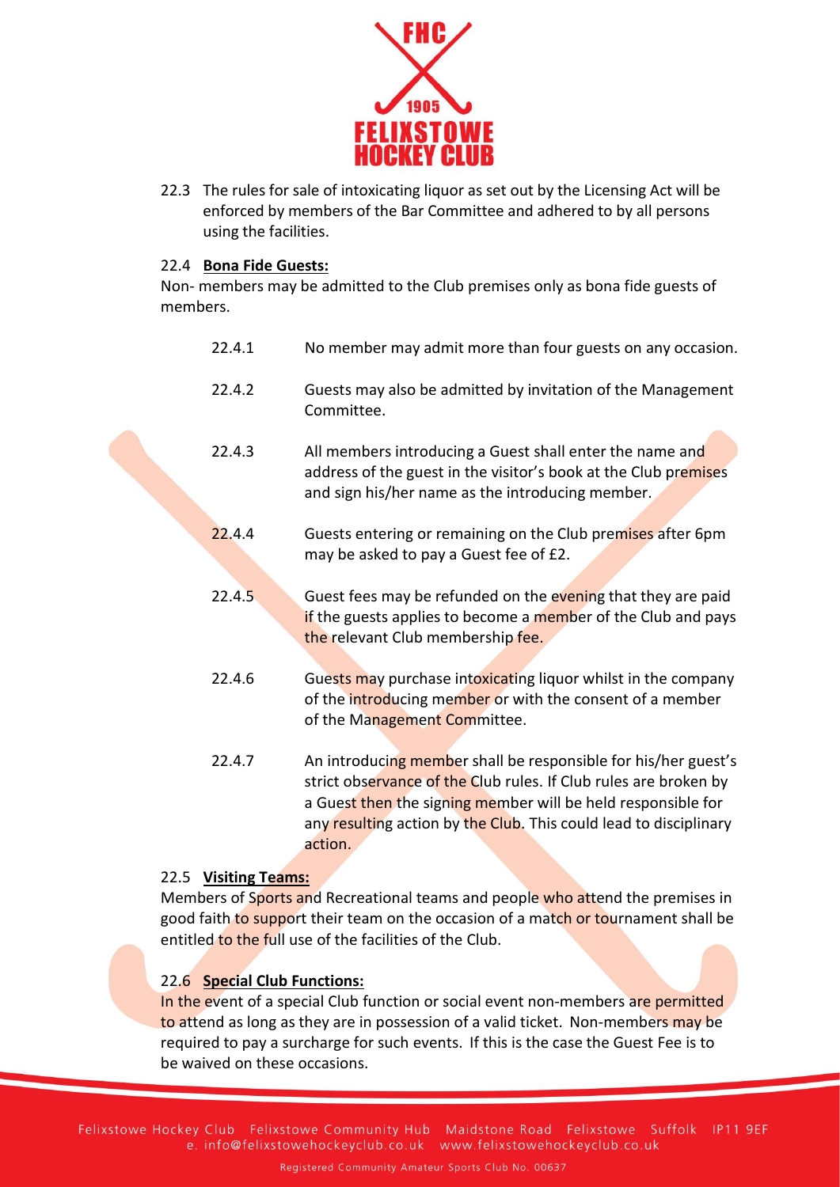22.3 The rules for sale of intoxicating liquor as set out by the Licensing Act will be enforced by members of the Bar Committee and adhered to by all persons using the facilities.

22.4 **Bona Fide Guests:**

Non- members may be admitted to the Club premises only as bona fide guests of members.

22.4.1 No member may admit more than four guests on any occasion.

22.4.2 Guests may also be admitted by invitation of the Management Committee.

22.4.3 All members introducing a Guest shall enter the name and address of the guest in the visitor's book at the Club premises and sign his/her name as the introducing member.

22.4.4 Guests entering or remaining on the Club premises after 6pm may be asked to pay a Guest fee of £2.

22.4.5 Guest fees may be refunded on the evening that they are paid if the guests applies to become a member of the Club and pays the relevant Club membership fee.

22.4.6 Guests may purchase intoxicating liquor whilst in the company of the introducing member or with the consent of a member of the Management Committee.

22.4.7 An introducing member shall be responsible for his/her guest's strict observance of the Club rules. If Club rules are broken by a Guest then the signing member will be held responsible for any resulting action by the Club. This could lead to disciplinary action.

22.5 **Visiting Teams:**

Members of Sports and Recreational teams and people who attend the premises in good faith to support their team on the occasion of a match or tournament shall be entitled to the full use of the facilities of the Club.

22.6 **Special Club Functions:**

In the event of a special Club function or social event non-members are permitted to attend as long as they are in possession of a valid ticket. Non-members may be required to pay a surcharge for such events. If this is the case the Guest Fee is to be waived on these occasions.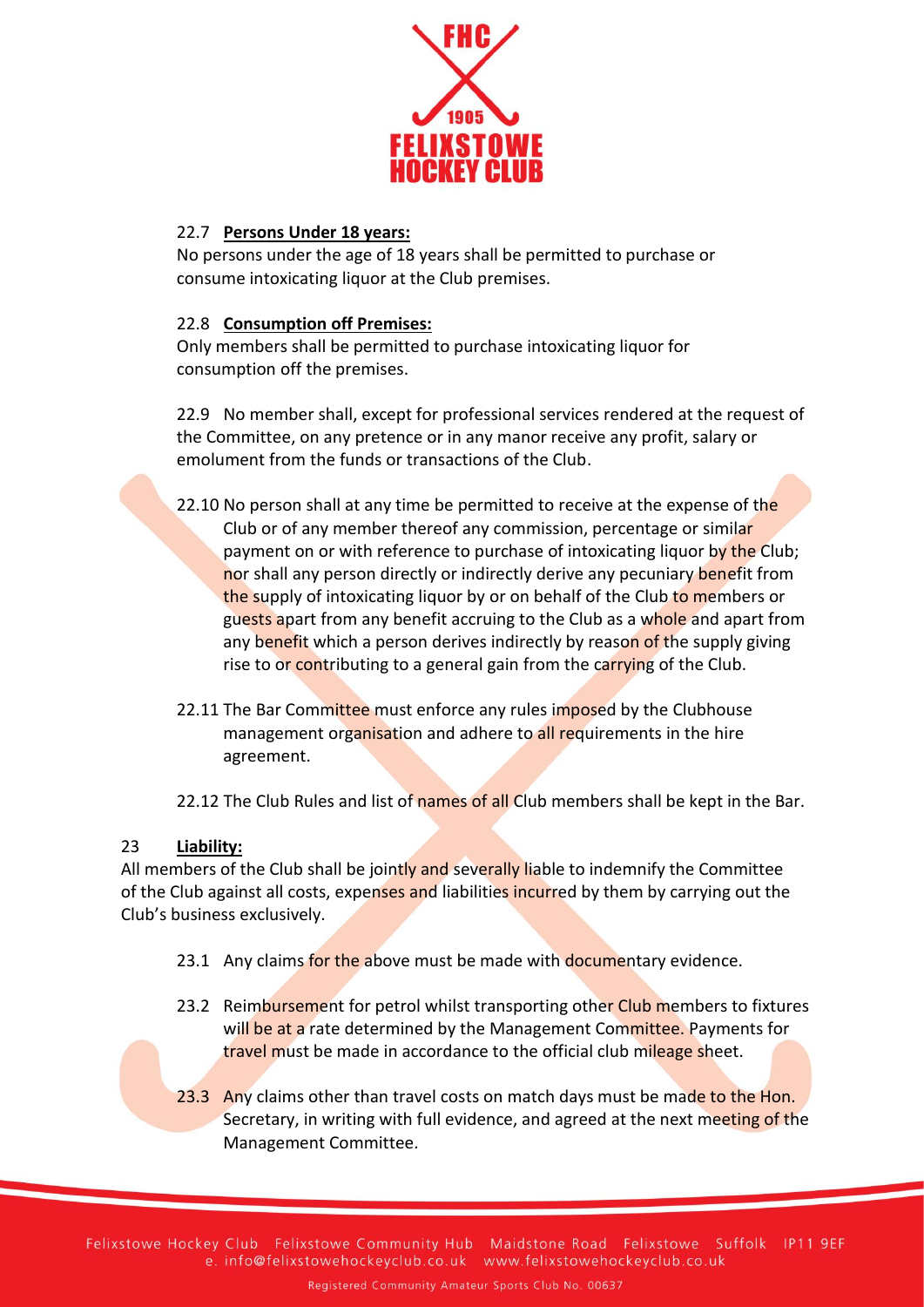22.7 **Persons Under 18 years:**

No persons under the age of 18 years shall be permitted to purchase or consume intoxicating liquor at the Club premises.

22.8 **Consumption off Premises:**

Only members shall be permitted to purchase intoxicating liquor for consumption off the premises.

22.9 No member shall, except for professional services rendered at the request of the Committee, on any pretence or in any manor receive any profit, salary or emolument from the funds or transactions of the Club.

22.10 No person shall at any time be permitted to receive at the expense of the Club or of any member thereof any commission, percentage or similar payment on or with reference to purchase of intoxicating liquor by the Club; nor shall any person directly or indirectly derive any pecuniary benefit from the supply of intoxicating liquor by or on behalf of the Club to members or guests apart from any benefit accruing to the Club as a whole and apart from any benefit which a person derives indirectly by reason of the supply giving rise to or contributing to a general gain from the carrying of the Club.

22.11 The Bar Committee must enforce any rules imposed by the Clubhouse management organisation and adhere to all requirements in the hire agreement.

22.12 The Club Rules and list of names of all Club members shall be kept in the Bar.

23 **Liability:**

All members of the Club shall be jointly and severally liable to indemnify the Committee of the Club against all costs, expenses and liabilities incurred by them by carrying out the Club's business exclusively.

23.1 Any claims for the above must be made with documentary evidence.

23.2 Reimbursement for petrol whilst transporting other Club members to fixtures will be at a rate determined by the Management Committee. Payments for travel must be made in accordance to the official club mileage sheet.

23.3 Any claims other than travel costs on match days must be made to the Hon. Secretary, in writing with full evidence, and agreed at the next meeting of the Management Committee.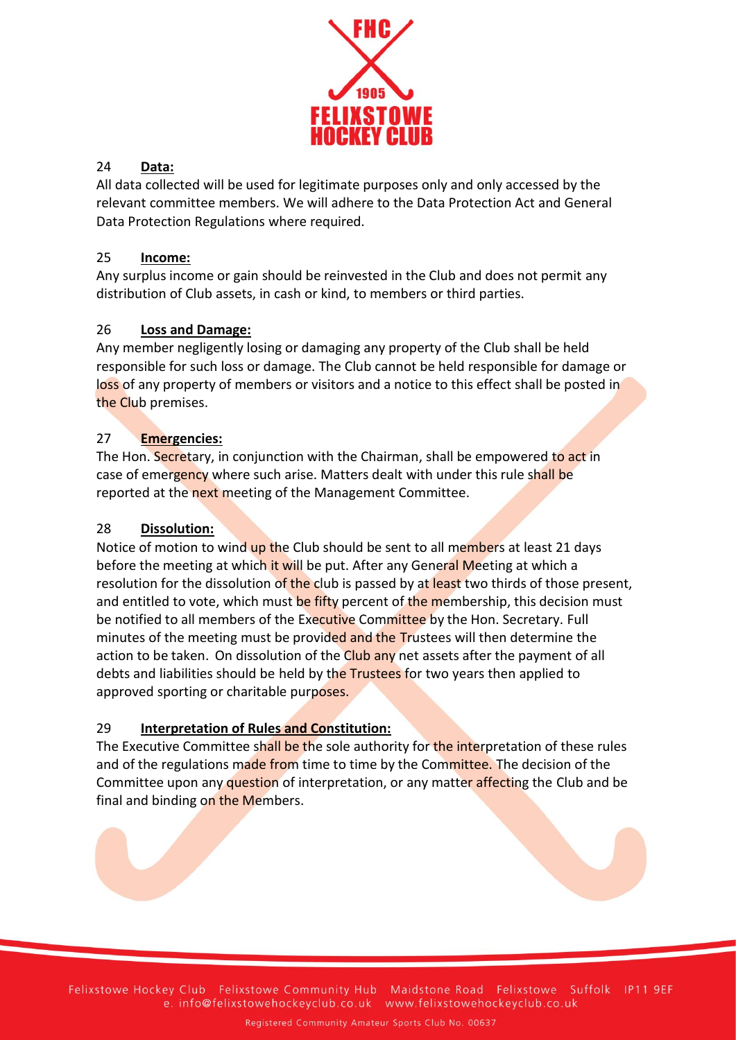24 **Data:**

All data collected will be used for legitimate purposes only and only accessed by the relevant committee members. We will adhere to the Data Protection Act and General Data Protection Regulations where required.

25 **Income:**

Any surplus income or gain should be reinvested in the Club and does not permit any distribution of Club assets, in cash or kind, to members or third parties.

26 **Loss and Damage:**

Any member negligently losing or damaging any property of the Club shall be held responsible for such loss or damage. The Club cannot be held responsible for damage or loss of any property of members or visitors and a notice to this effect shall be posted in the Club premises.

27 **Emergencies:**

The Hon. Secretary, in conjunction with the Chairman, shall be empowered to act in case of emergency where such arise. Matters dealt with under this rule shall be reported at the next meeting of the Management Committee.

28 **Dissolution:**

Notice of motion to wind up the Club should be sent to all members at least 21 days before the meeting at which it will be put. After any General Meeting at which a resolution for the dissolution of the club is passed by at least two thirds of those present, and entitled to vote, which must be fifty percent of the membership, this decision must be notified to all members of the Executive Committee by the Hon. Secretary. Full minutes of the meeting must be provided and the Trustees will then determine the action to be taken. On dissolution of the Club any net assets after the payment of all debts and liabilities should be held by the Trustees for two years then applied to approved sporting or charitable purposes.

29 **Interpretation of Rules and Constitution:**

The Executive Committee shall be the sole authority for the interpretation of these rules and of the regulations made from time to time by the Committee. The decision of the Committee upon any question of interpretation, or any matter affecting the Club and be final and binding on the Members.